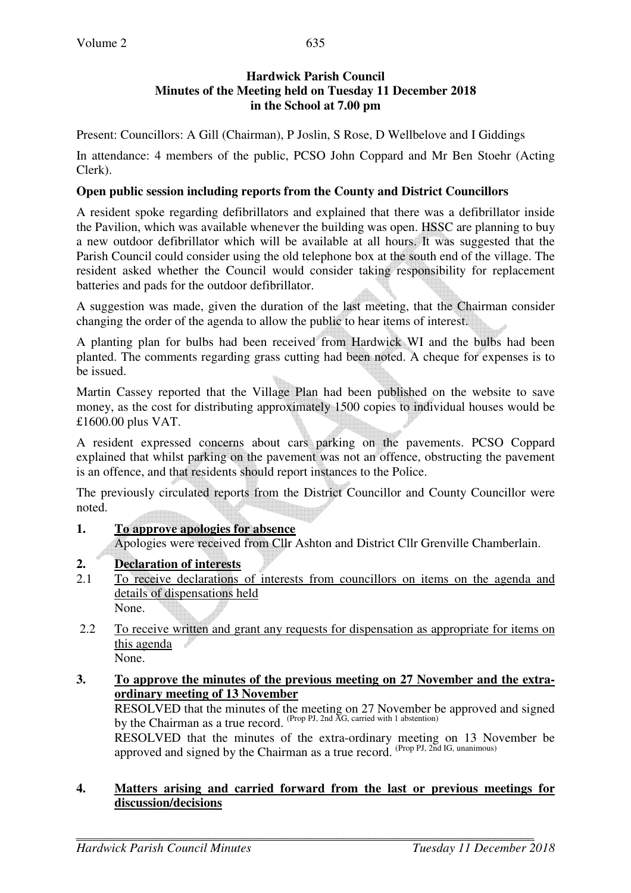# Hardwick Parish Council
## Minutes of the Meeting held on Tuesday 11 December 2018 in the School at 7.00 pm

Present: Councillors: A Gill (Chairman), P Joslin, S Rose, D Wellbelove and I Giddings

In attendance: 4 members of the public, PCSO John Coppard and Mr Ben Stoehr (Acting Clerk).

**Open public session including reports from the County and District Councillors**

A resident spoke regarding defibrillators and explained that there was a defibrillator inside the Pavilion, which was available whenever the building was open. HSSC are planning to buy a new outdoor defibrillator which will be available at all hours. It was suggested that the Parish Council could consider using the old telephone box at the south end of the village. The resident asked whether the Council would consider taking responsibility for replacement batteries and pads for the outdoor defibrillator.

A suggestion was made, given the duration of the last meeting, that the Chairman consider changing the order of the agenda to allow the public to hear items of interest.

A planting plan for bulbs had been received from Hardwick WI and the bulbs had been planted. The comments regarding grass cutting had been noted. A cheque for expenses is to be issued.

Martin Cassey reported that the Village Plan had been published on the website to save money, as the cost for distributing approximately 1500 copies to individual houses would be £1600.00 plus VAT.

A resident expressed concerns about cars parking on the pavements. PCSO Coppard explained that whilst parking on the pavement was not an offence, obstructing the pavement is an offence, and that residents should report instances to the Police.

The previously circulated reports from the District Councillor and County Councillor were noted.

**1. <u>To approve apologies for absence</u>**

Apologies were received from Cllr Ashton and District Cllr Grenville Chamberlain.

**2. <u>Declaration of interests</u>**

2.1 <u>To receive declarations of interests from councillors on items on the agenda and details of dispensations held</u>

None.

2.2 <u>To receive written and grant any requests for dispensation as appropriate for items on this agenda</u>

None.

**3. <u>To approve the minutes of the previous meeting on 27 November and the extra-ordinary meeting of 13 November</u>**

RESOLVED that the minutes of the meeting on 27 November be approved and signed by the Chairman as a true record. (Prop PJ, 2nd AG, carried with 1 abstention)

RESOLVED that the minutes of the extra-ordinary meeting on 13 November be approved and signed by the Chairman as a true record. (Prop PJ, 2nd IG, unanimous)

**4. <u>Matters arising and carried forward from the last or previous meetings for discussion/decisions</u>**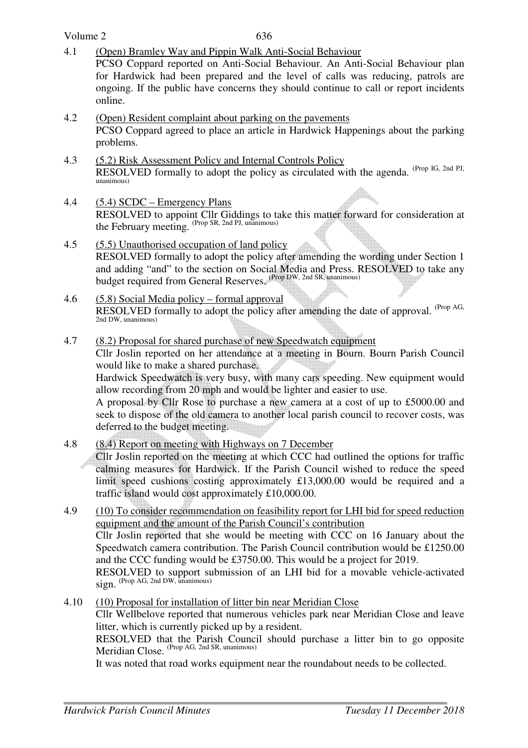4.1 (Open) Bramley Way and Pippin Walk Anti-Social Behaviour

PCSO Coppard reported on Anti-Social Behaviour. An Anti-Social Behaviour plan for Hardwick had been prepared and the level of calls was reducing, patrols are ongoing. If the public have concerns they should continue to call or report incidents online.

4.2 (Open) Resident complaint about parking on the pavements

PCSO Coppard agreed to place an article in Hardwick Happenings about the parking problems.

4.3 (5.2) Risk Assessment Policy and Internal Controls Policy

RESOLVED formally to adopt the policy as circulated with the agenda. (Prop IG, 2nd PJ, unanimous)

4.4 (5.4) SCDC – Emergency Plans

RESOLVED to appoint Cllr Giddings to take this matter forward for consideration at the February meeting. (Prop SR, 2nd PJ, unanimous)

4.5 (5.5) Unauthorised occupation of land policy

RESOLVED formally to adopt the policy after amending the wording under Section 1 and adding "and" to the section on Social Media and Press. RESOLVED to take any budget required from General Reserves. (Prop DW, 2nd SR, unanimous)

4.6 (5.8) Social Media policy – formal approval

RESOLVED formally to adopt the policy after amending the date of approval. (Prop AG, 2nd DW, unanimous)

4.7 (8.2) Proposal for shared purchase of new Speedwatch equipment

Cllr Joslin reported on her attendance at a meeting in Bourn. Bourn Parish Council would like to make a shared purchase.

Hardwick Speedwatch is very busy, with many cars speeding. New equipment would allow recording from 20 mph and would be lighter and easier to use.

A proposal by Cllr Rose to purchase a new camera at a cost of up to £5000.00 and seek to dispose of the old camera to another local parish council to recover costs, was deferred to the budget meeting.

4.8 (8.4) Report on meeting with Highways on 7 December

Cllr Joslin reported on the meeting at which CCC had outlined the options for traffic calming measures for Hardwick. If the Parish Council wished to reduce the speed limit speed cushions costing approximately £13,000.00 would be required and a traffic island would cost approximately £10,000.00.

4.9 (10) To consider recommendation on feasibility report for LHI bid for speed reduction equipment and the amount of the Parish Council's contribution

Cllr Joslin reported that she would be meeting with CCC on 16 January about the Speedwatch camera contribution. The Parish Council contribution would be £1250.00 and the CCC funding would be £3750.00. This would be a project for 2019.

RESOLVED to support submission of an LHI bid for a movable vehicle-activated sign. (Prop AG, 2nd DW, unanimous)

4.10 (10) Proposal for installation of litter bin near Meridian Close

Cllr Wellbelove reported that numerous vehicles park near Meridian Close and leave litter, which is currently picked up by a resident.

RESOLVED that the Parish Council should purchase a litter bin to go opposite Meridian Close. (Prop AG, 2nd SR, unanimous)

It was noted that road works equipment near the roundabout needs to be collected.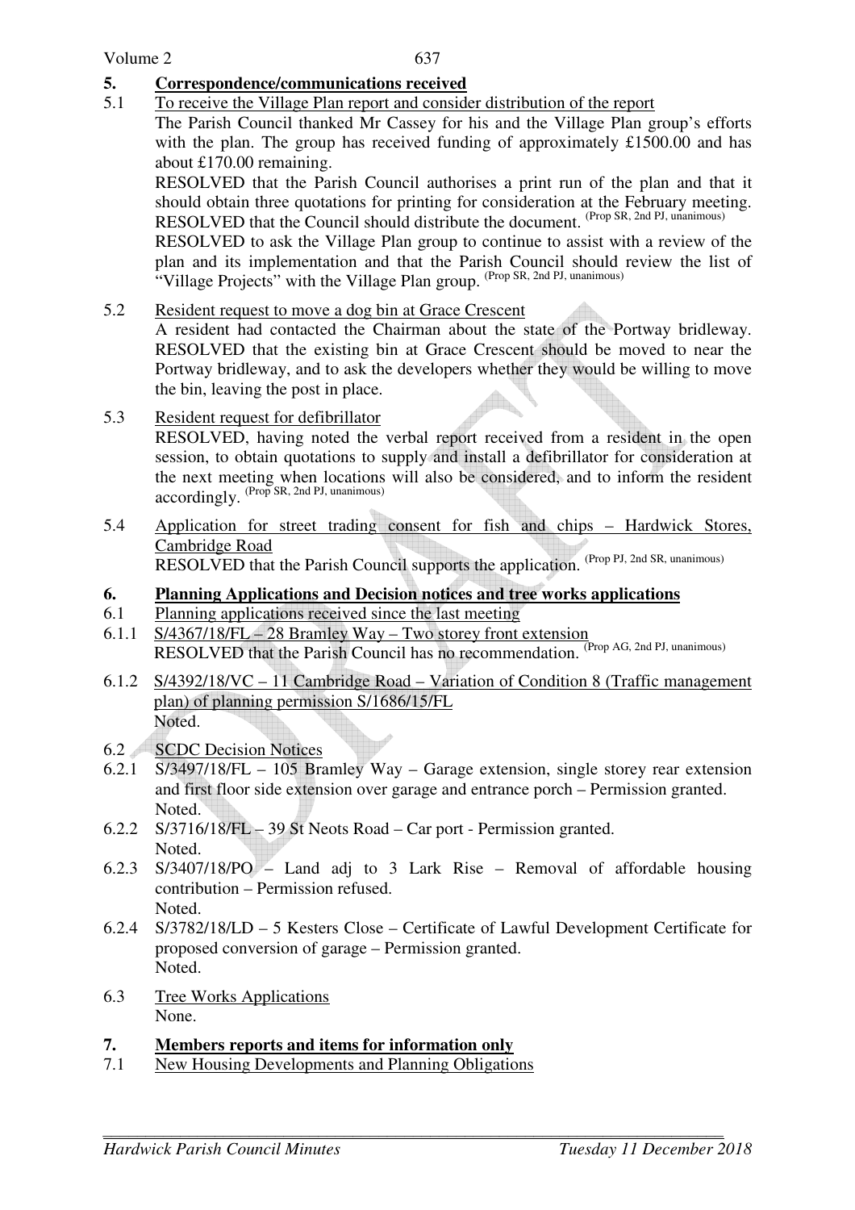## 5. Correspondence/communications received

5.1 To receive the Village Plan report and consider distribution of the report

The Parish Council thanked Mr Cassey for his and the Village Plan group's efforts with the plan. The group has received funding of approximately £1500.00 and has about £170.00 remaining.

RESOLVED that the Parish Council authorises a print run of the plan and that it should obtain three quotations for printing for consideration at the February meeting. RESOLVED that the Council should distribute the document. (Prop SR, 2nd PJ, unanimous)

RESOLVED to ask the Village Plan group to continue to assist with a review of the plan and its implementation and that the Parish Council should review the list of "Village Projects" with the Village Plan group. (Prop SR, 2nd PJ, unanimous)

5.2 Resident request to move a dog bin at Grace Crescent

A resident had contacted the Chairman about the state of the Portway bridleway. RESOLVED that the existing bin at Grace Crescent should be moved to near the Portway bridleway, and to ask the developers whether they would be willing to move the bin, leaving the post in place.

5.3 Resident request for defibrillator

RESOLVED, having noted the verbal report received from a resident in the open session, to obtain quotations to supply and install a defibrillator for consideration at the next meeting when locations will also be considered, and to inform the resident accordingly. (Prop SR, 2nd PJ, unanimous)

5.4 Application for street trading consent for fish and chips – Hardwick Stores, Cambridge Road

RESOLVED that the Parish Council supports the application. (Prop PJ, 2nd SR, unanimous)

## 6. Planning Applications and Decision notices and tree works applications

6.1 Planning applications received since the last meeting

6.1.1 S/4367/18/FL – 28 Bramley Way – Two storey front extension

RESOLVED that the Parish Council has no recommendation. (Prop AG, 2nd PJ, unanimous)

6.1.2 S/4392/18/VC – 11 Cambridge Road – Variation of Condition 8 (Traffic management plan) of planning permission S/1686/15/FL

Noted.

6.2 SCDC Decision Notices

6.2.1 S/3497/18/FL – 105 Bramley Way – Garage extension, single storey rear extension and first floor side extension over garage and entrance porch – Permission granted.

Noted.

6.2.2 S/3716/18/FL – 39 St Neots Road – Car port - Permission granted.

Noted.

6.2.3 S/3407/18/PO – Land adj to 3 Lark Rise – Removal of affordable housing contribution – Permission refused.

Noted.

6.2.4 S/3782/18/LD – 5 Kesters Close – Certificate of Lawful Development Certificate for proposed conversion of garage – Permission granted.

Noted.

6.3 Tree Works Applications

None.

## 7. Members reports and items for information only

7.1 New Housing Developments and Planning Obligations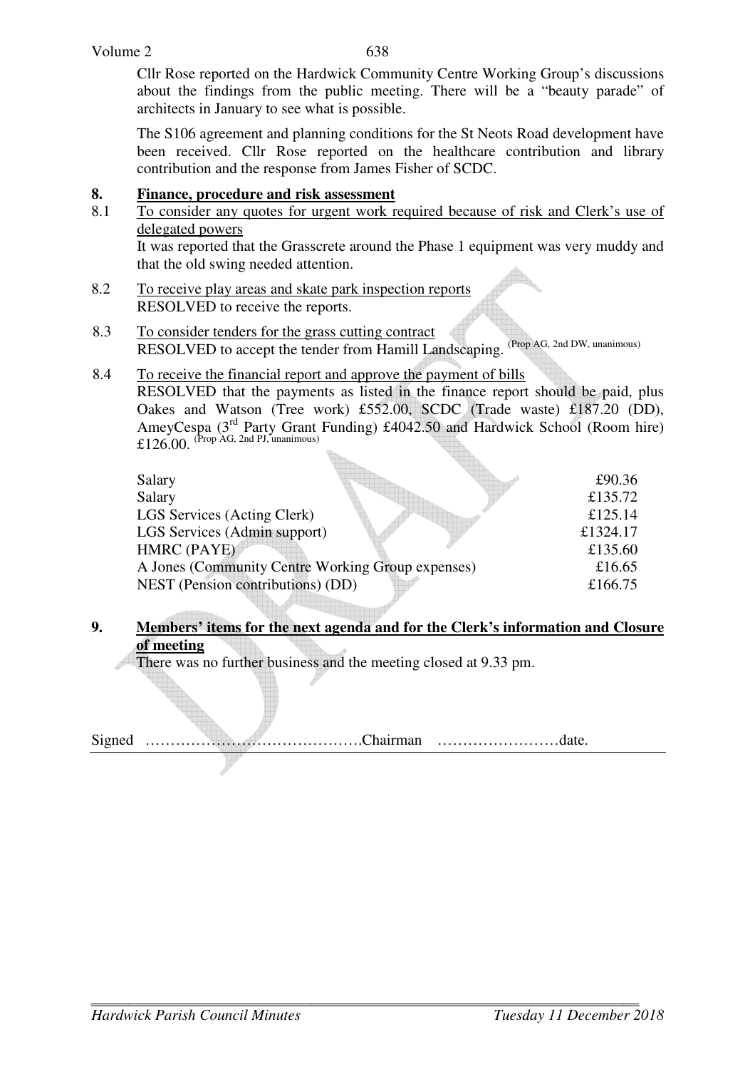Cllr Rose reported on the Hardwick Community Centre Working Group's discussions about the findings from the public meeting. There will be a "beauty parade" of architects in January to see what is possible.

The S106 agreement and planning conditions for the St Neots Road development have been received. Cllr Rose reported on the healthcare contribution and library contribution and the response from James Fisher of SCDC.

## 8. Finance, procedure and risk assessment

8.1 To consider any quotes for urgent work required because of risk and Clerk's use of delegated powers

It was reported that the Grasscrete around the Phase 1 equipment was very muddy and that the old swing needed attention.

8.2 To receive play areas and skate park inspection reports

RESOLVED to receive the reports.

8.3 To consider tenders for the grass cutting contract

RESOLVED to accept the tender from Hamill Landscaping. (Prop AG, 2nd DW, unanimous)

8.4 To receive the financial report and approve the payment of bills

RESOLVED that the payments as listed in the finance report should be paid, plus Oakes and Watson (Tree work) £552.00, SCDC (Trade waste) £187.20 (DD), AmeyCespa (3rd Party Grant Funding) £4042.50 and Hardwick School (Room hire) £126.00. (Prop AG, 2nd PJ, unanimous)

| | |
|---|---|
| Salary | £90.36 |
| Salary | £135.72 |
| LGS Services (Acting Clerk) | £125.14 |
| LGS Services (Admin support) | £1324.17 |
| HMRC (PAYE) | £135.60 |
| A Jones (Community Centre Working Group expenses) | £16.65 |
| NEST (Pension contributions) (DD) | £166.75 |

## 9. Members' items for the next agenda and for the Clerk's information and Closure of meeting

There was no further business and the meeting closed at 9.33 pm.

Signed …………………………………….Chairman ……………………date.